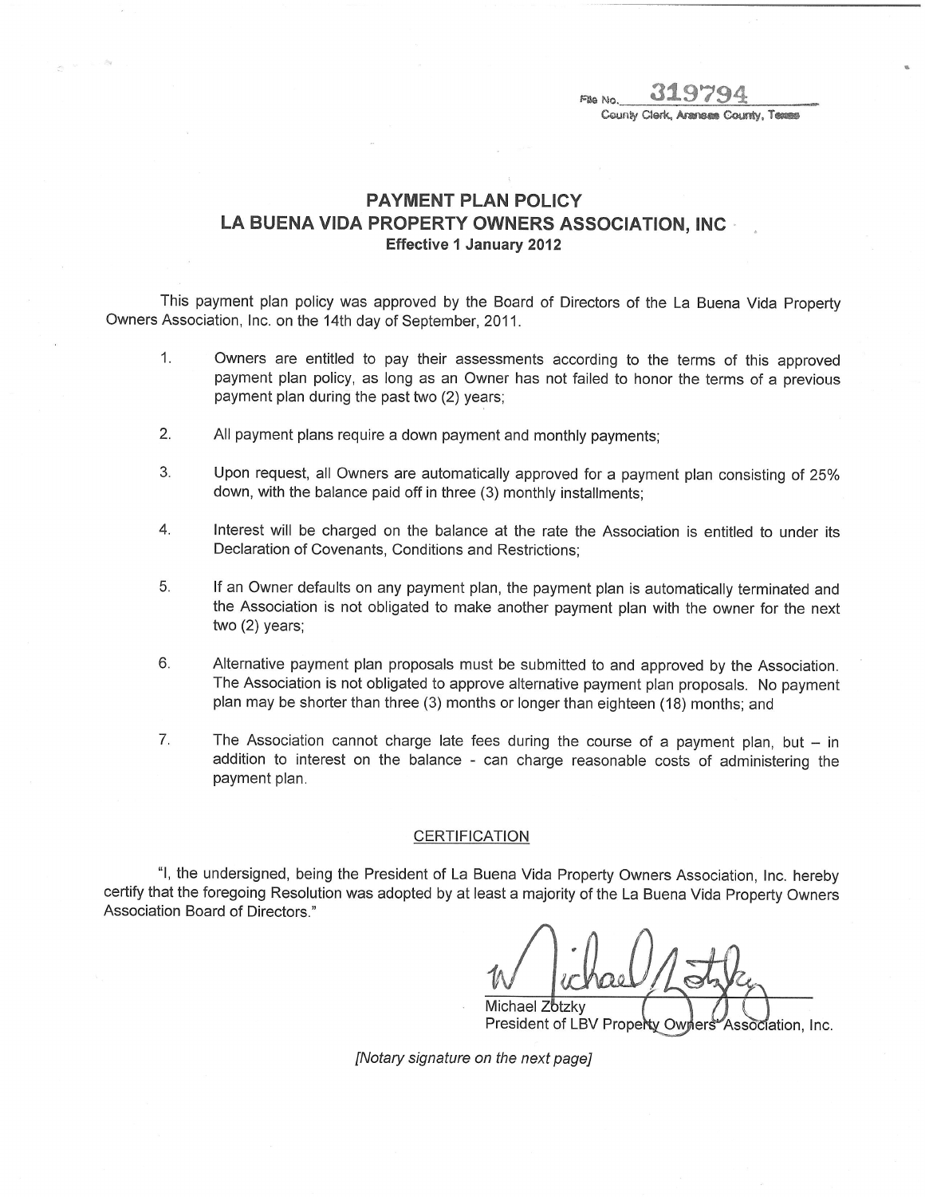File No. 319794
County Clerk, Aransas County, Texas

# PAYMENT PLAN POLICY
# LA BUENA VIDA PROPERTY OWNERS ASSOCIATION, INC
**Effective 1 January 2012**

This payment plan policy was approved by the Board of Directors of the La Buena Vida Property Owners Association, Inc. on the 14th day of September, 2011.

1. Owners are entitled to pay their assessments according to the terms of this approved payment plan policy, as long as an Owner has not failed to honor the terms of a previous payment plan during the past two (2) years;

2. All payment plans require a down payment and monthly payments;

3. Upon request, all Owners are automatically approved for a payment plan consisting of 25% down, with the balance paid off in three (3) monthly installments;

4. Interest will be charged on the balance at the rate the Association is entitled to under its Declaration of Covenants, Conditions and Restrictions;

5. If an Owner defaults on any payment plan, the payment plan is automatically terminated and the Association is not obligated to make another payment plan with the owner for the next two (2) years;

6. Alternative payment plan proposals must be submitted to and approved by the Association. The Association is not obligated to approve alternative payment plan proposals. No payment plan may be shorter than three (3) months or longer than eighteen (18) months; and

7. The Association cannot charge late fees during the course of a payment plan, but – in addition to interest on the balance - can charge reasonable costs of administering the payment plan.

## CERTIFICATION

"I, the undersigned, being the President of La Buena Vida Property Owners Association, Inc. hereby certify that the foregoing Resolution was adopted by at least a majority of the La Buena Vida Property Owners Association Board of Directors."

Michael Zotzky
President of LBV Property Owners' Association, Inc.

*[Notary signature on the next page]*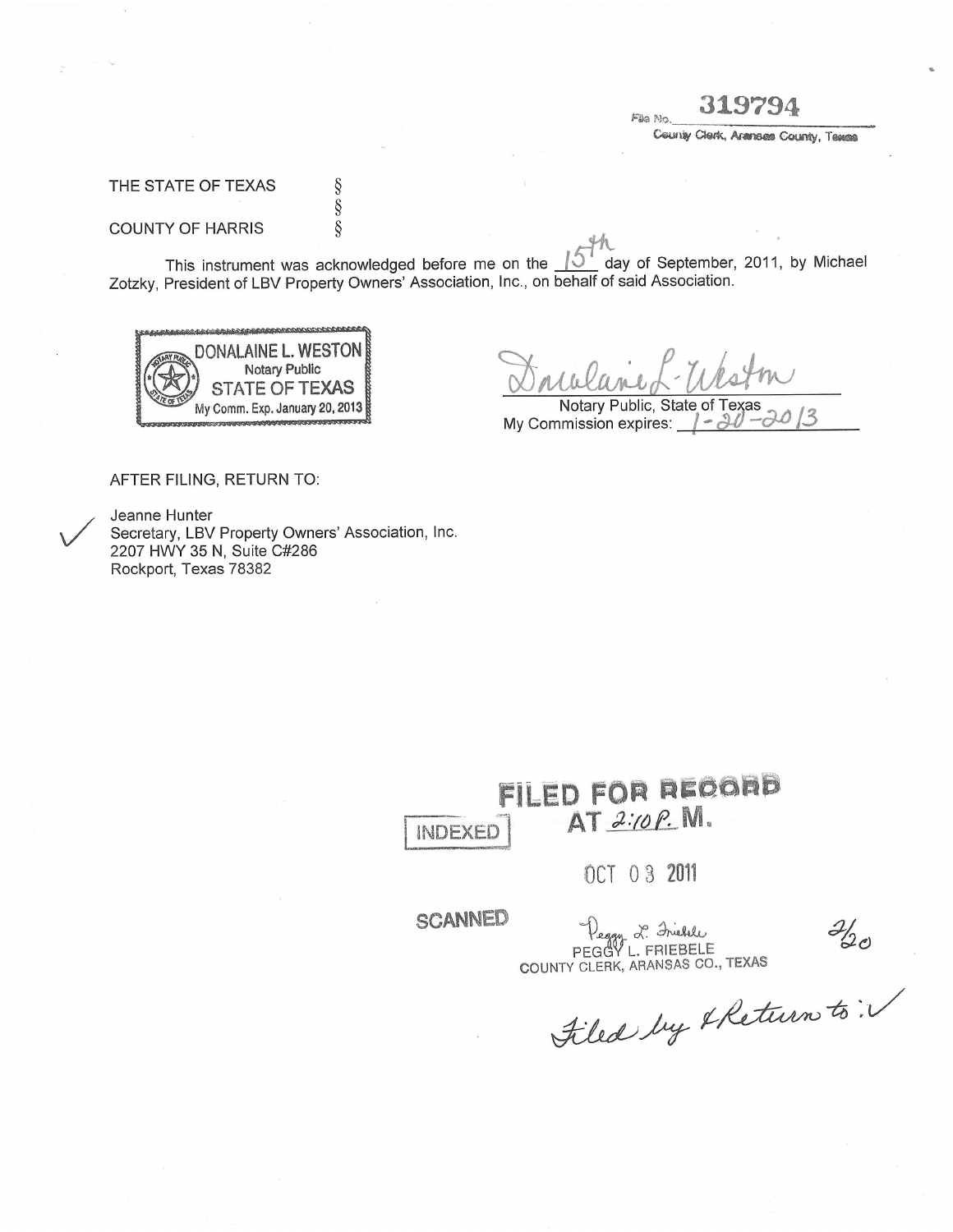File No. **319794**
County Clerk, Aransas County, Texas

THE STATE OF TEXAS §
§
COUNTY OF HARRIS §

This instrument was acknowledged before me on the 15th day of September, 2011, by Michael Zotzky, President of LBV Property Owners' Association, Inc., on behalf of said Association.

DONALAINE L. WESTON
Notary Public
STATE OF TEXAS
My Comm. Exp. January 20, 2013

Donalaine L. Weston
Notary Public, State of Texas
My Commission expires: 1-20-2013

AFTER FILING, RETURN TO:

✓ Jeanne Hunter
Secretary, LBV Property Owners' Association, Inc.
2207 HWY 35 N, Suite C#286
Rockport, Texas 78382

FILED FOR RECORD
AT 2:10 P. M.

INDEXED

OCT 03 2011

SCANNED

Peggy L. Friebele
PEGGY L. FRIEBELE
COUNTY CLERK, ARANSAS CO., TEXAS

2/20

Filed by & Return to: ✓